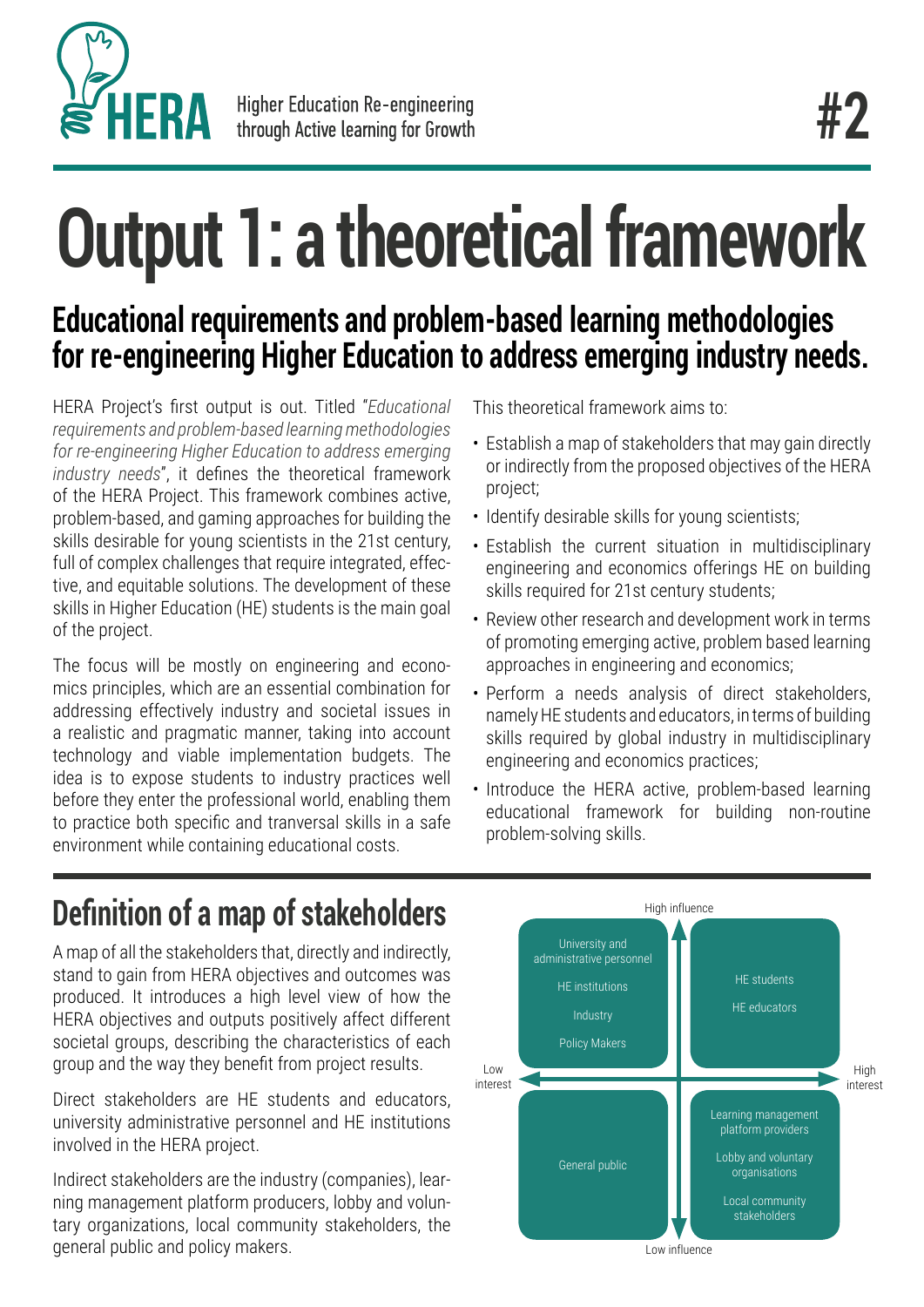HERA Higher Education Re-engineering through Active learning for Growth

#2

# Output 1: a theoretical framework

## Educational requirements and problem-based learning methodologies for re-engineering Higher Education to address emerging industry needs.

HERA Project's first output is out. Titled "*Educational requirements and problem-based learning methodologies for re-engineering Higher Education to address emerging industry needs*", it defines the theoretical framework of the HERA Project. This framework combines active, problem-based, and gaming approaches for building the skills desirable for young scientists in the 21st century, full of complex challenges that require integrated, effective, and equitable solutions. The development of these skills in Higher Education (HE) students is the main goal of the project.

The focus will be mostly on engineering and economics principles, which are an essential combination for addressing effectively industry and societal issues in a realistic and pragmatic manner, taking into account technology and viable implementation budgets. The idea is to expose students to industry practices well before they enter the professional world, enabling them to practice both specific and tranversal skills in a safe environment while containing educational costs.

This theoretical framework aims to:

- Establish a map of stakeholders that may gain directly or indirectly from the proposed objectives of the HERA project;
- Identify desirable skills for young scientists;
- Establish the current situation in multidisciplinary engineering and economics offerings HE on building skills required for 21st century students;
- Review other research and development work in terms of promoting emerging active, problem based learning approaches in engineering and economics;
- Perform a needs analysis of direct stakeholders, namely HE students and educators, in terms of building skills required by global industry in multidisciplinary engineering and economics practices;
- Introduce the HERA active, problem-based learning educational framework for building non-routine problem-solving skills.

## Definition of a map of stakeholders

A map of all the stakeholders that, directly and indirectly, stand to gain from HERA objectives and outcomes was produced. It introduces a high level view of how the HERA objectives and outputs positively affect different societal groups, describing the characteristics of each group and the way they benefit from project results.

Direct stakeholders are HE students and educators, university administrative personnel and HE institutions involved in the HERA project.

Indirect stakeholders are the industry (companies), learning management platform producers, lobby and voluntary organizations, local community stakeholders, the general public and policy makers.

| | Low interest | High interest |
|---|---|---|
| **High influence** | University and administrative personnel; HE institutions; Industry; Policy Makers | HE students; HE educators |
| **Low influence** | General public | Learning management platform providers; Lobby and voluntary organisations; Local community stakeholders |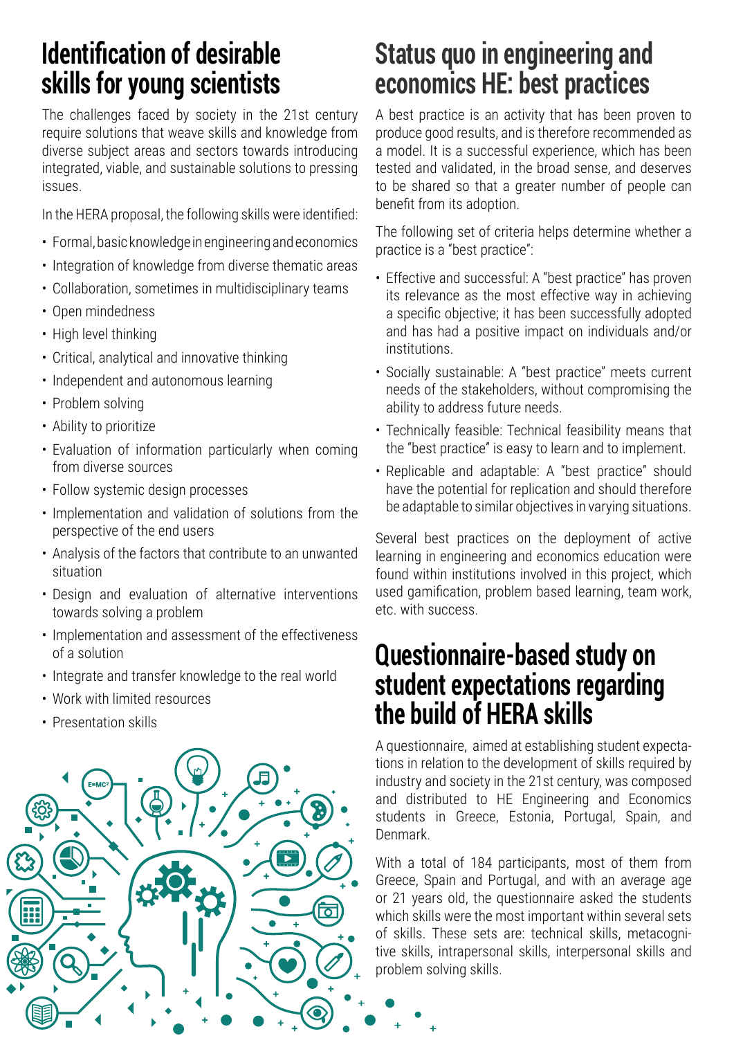## Identification of desirable skills for young scientists

The challenges faced by society in the 21st century require solutions that weave skills and knowledge from diverse subject areas and sectors towards introducing integrated, viable, and sustainable solutions to pressing issues.

In the HERA proposal, the following skills were identified:

- Formal, basic knowledge in engineering and economics
- Integration of knowledge from diverse thematic areas
- Collaboration, sometimes in multidisciplinary teams
- Open mindedness
- High level thinking
- Critical, analytical and innovative thinking
- Independent and autonomous learning
- Problem solving
- Ability to prioritize
- Evaluation of information particularly when coming from diverse sources
- Follow systemic design processes
- Implementation and validation of solutions from the perspective of the end users
- Analysis of the factors that contribute to an unwanted situation
- Design and evaluation of alternative interventions towards solving a problem
- Implementation and assessment of the effectiveness of a solution
- Integrate and transfer knowledge to the real world
- Work with limited resources
- Presentation skills

## Status quo in engineering and economics HE: best practices

A best practice is an activity that has been proven to produce good results, and is therefore recommended as a model. It is a successful experience, which has been tested and validated, in the broad sense, and deserves to be shared so that a greater number of people can benefit from its adoption.

The following set of criteria helps determine whether a practice is a "best practice":

- Effective and successful: A "best practice" has proven its relevance as the most effective way in achieving a specific objective; it has been successfully adopted and has had a positive impact on individuals and/or institutions.
- Socially sustainable: A "best practice" meets current needs of the stakeholders, without compromising the ability to address future needs.
- Technically feasible: Technical feasibility means that the "best practice" is easy to learn and to implement.
- Replicable and adaptable: A "best practice" should have the potential for replication and should therefore be adaptable to similar objectives in varying situations.

Several best practices on the deployment of active learning in engineering and economics education were found within institutions involved in this project, which used gamification, problem based learning, team work, etc. with success.

## Questionnaire-based study on student expectations regarding the build of HERA skills

A questionnaire, aimed at establishing student expectations in relation to the development of skills required by industry and society in the 21st century, was composed and distributed to HE Engineering and Economics students in Greece, Estonia, Portugal, Spain, and Denmark.

With a total of 184 participants, most of them from Greece, Spain and Portugal, and with an average age or 21 years old, the questionnaire asked the students which skills were the most important within several sets of skills. These sets are: technical skills, metacognitive skills, intrapersonal skills, interpersonal skills and problem solving skills.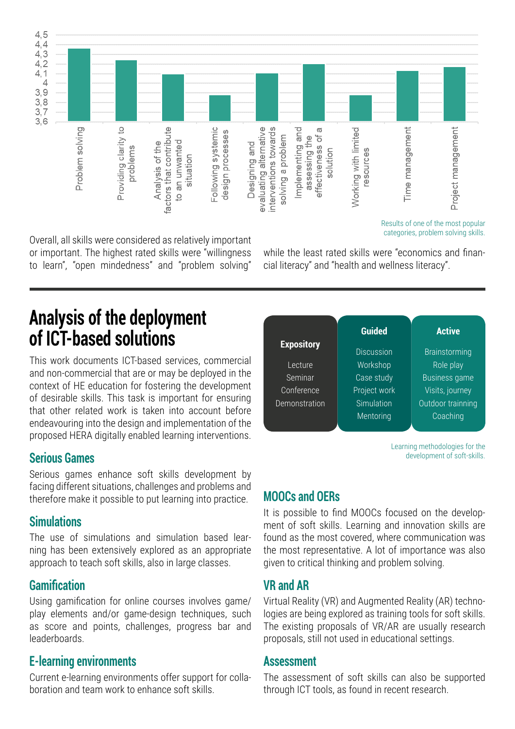Results of one of the most popular categories, problem solving skills.

Overall, all skills were considered as relatively important or important. The highest rated skills were “willingness to learn”, “open mindedness” and “problem solving” while the least rated skills were “economics and financial literacy” and “health and wellness literacy”.

## Analysis of the deployment of ICT-based solutions

This work documents ICT-based services, commercial and non-commercial that are or may be deployed in the context of HE education for fostering the development of desirable skills. This task is important for ensuring that other related work is taken into account before endeavouring into the design and implementation of the proposed HERA digitally enabled learning interventions.

| Expository | Guided | Active |
|---|---|---|
| Lecture | Discussion | Brainstorming |
| Seminar | Workshop | Role play |
| Conference | Case study | Business game |
| Demonstration | Project work | Visits, journey |
| | Simulation | Outdoor trainning |
| | Mentoring | Coaching |

Learning methodologies for the development of soft-skills.

### Serious Games

Serious games enhance soft skills development by facing different situations, challenges and problems and therefore make it possible to put learning into practice.

### Simulations

The use of simulations and simulation based learning has been extensively explored as an appropriate approach to teach soft skills, also in large classes.

### Gamification

Using gamification for online courses involves game/play elements and/or game-design techniques, such as score and points, challenges, progress bar and leaderboards.

### E-learning environments

Current e-learning environments offer support for collaboration and team work to enhance soft skills.

### MOOCs and OERs

It is possible to find MOOCs focused on the development of soft skills. Learning and innovation skills are found as the most covered, where communication was the most representative. A lot of importance was also given to critical thinking and problem solving.

### VR and AR

Virtual Reality (VR) and Augmented Reality (AR) technologies are being explored as training tools for soft skills. The existing proposals of VR/AR are usually research proposals, still not used in educational settings.

### Assessment

The assessment of soft skills can also be supported through ICT tools, as found in recent research.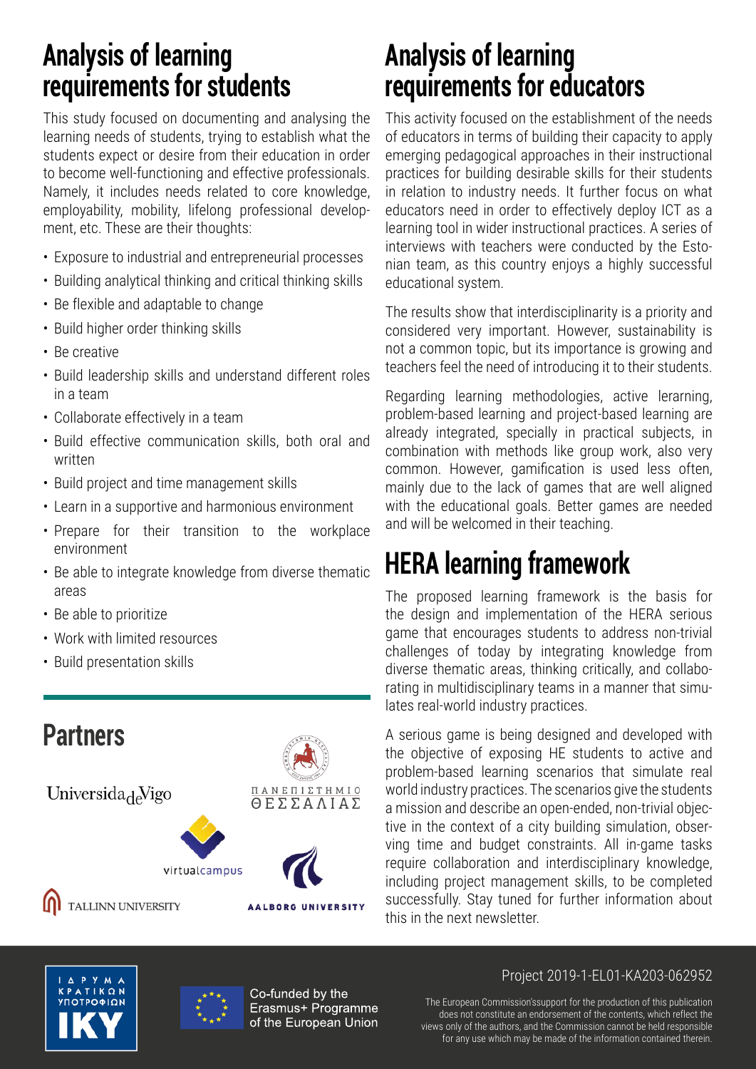## Analysis of learning requirements for students

This study focused on documenting and analysing the learning needs of students, trying to establish what the students expect or desire from their education in order to become well-functioning and effective professionals. Namely, it includes needs related to core knowledge, employability, mobility, lifelong professional development, etc. These are their thoughts:

- Exposure to industrial and entrepreneurial processes
- Building analytical thinking and critical thinking skills
- Be flexible and adaptable to change
- Build higher order thinking skills
- Be creative
- Build leadership skills and understand different roles in a team
- Collaborate effectively in a team
- Build effective communication skills, both oral and written
- Build project and time management skills
- Learn in a supportive and harmonious environment
- Prepare for their transition to the workplace environment
- Be able to integrate knowledge from diverse thematic areas
- Be able to prioritize
- Work with limited resources
- Build presentation skills

## Partners

UniversidadeVigo

ΠΑΝΕΠΙΣΤΗΜΙΟ ΘΕΣΣΑΛΙΑΣ

virtualcampus

TALLINN UNIVERSITY

AALBORG UNIVERSITY

## Analysis of learning requirements for educators

This activity focused on the establishment of the needs of educators in terms of building their capacity to apply emerging pedagogical approaches in their instructional practices for building desirable skills for their students in relation to industry needs. It further focus on what educators need in order to effectively deploy ICT as a learning tool in wider instructional practices. A series of interviews with teachers were conducted by the Estonian team, as this country enjoys a highly successful educational system.

The results show that interdisciplinarity is a priority and considered very important. However, sustainability is not a common topic, but its importance is growing and teachers feel the need of introducing it to their students.

Regarding learning methodologies, active lerarning, problem-based learning and project-based learning are already integrated, specially in practical subjects, in combination with methods like group work, also very common. However, gamification is used less often, mainly due to the lack of games that are well aligned with the educational goals. Better games are needed and will be welcomed in their teaching.

## HERA learning framework

The proposed learning framework is the basis for the design and implementation of the HERA serious game that encourages students to address non-trivial challenges of today by integrating knowledge from diverse thematic areas, thinking critically, and collaborating in multidisciplinary teams in a manner that simulates real-world industry practices.

A serious game is being designed and developed with the objective of exposing HE students to active and problem-based learning scenarios that simulate real world industry practices. The scenarios give the students a mission and describe an open-ended, non-trivial objective in the context of a city building simulation, observing time and budget constraints. All in-game tasks require collaboration and interdisciplinary knowledge, including project management skills, to be completed successfully. Stay tuned for further information about this in the next newsletter.

ΙΔΡΥΜΑ ΚΡΑΤΙΚΩΝ ΥΠΟΤΡΟΦΙΩΝ IKY

Co-funded by the Erasmus+ Programme of the European Union

Project 2019-1-EL01-KA203-062952

The European Commission'ssupport for the production of this publication does not constitute an endorsement of the contents, which reflect the views only of the authors, and the Commission cannot be held responsible for any use which may be made of the information contained therein.